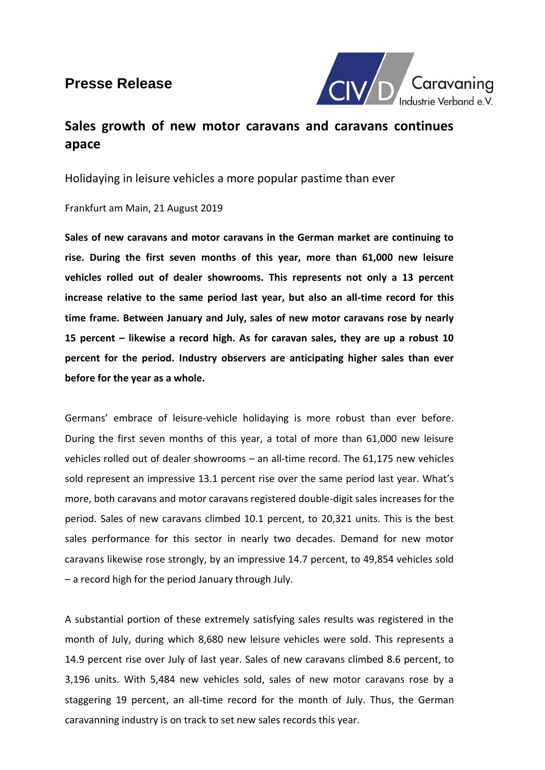# Presse Release

## Sales growth of new motor caravans and caravans continues apace

Holidaying in leisure vehicles a more popular pastime than ever

Frankfurt am Main, 21 August 2019

**Sales of new caravans and motor caravans in the German market are continuing to rise. During the first seven months of this year, more than 61,000 new leisure vehicles rolled out of dealer showrooms. This represents not only a 13 percent increase relative to the same period last year, but also an all-time record for this time frame. Between January and July, sales of new motor caravans rose by nearly 15 percent – likewise a record high. As for caravan sales, they are up a robust 10 percent for the period. Industry observers are anticipating higher sales than ever before for the year as a whole.**

Germans' embrace of leisure-vehicle holidaying is more robust than ever before. During the first seven months of this year, a total of more than 61,000 new leisure vehicles rolled out of dealer showrooms – an all-time record. The 61,175 new vehicles sold represent an impressive 13.1 percent rise over the same period last year. What's more, both caravans and motor caravans registered double-digit sales increases for the period. Sales of new caravans climbed 10.1 percent, to 20,321 units. This is the best sales performance for this sector in nearly two decades. Demand for new motor caravans likewise rose strongly, by an impressive 14.7 percent, to 49,854 vehicles sold – a record high for the period January through July.

A substantial portion of these extremely satisfying sales results was registered in the month of July, during which 8,680 new leisure vehicles were sold. This represents a 14.9 percent rise over July of last year. Sales of new caravans climbed 8.6 percent, to 3,196 units. With 5,484 new vehicles sold, sales of new motor caravans rose by a staggering 19 percent, an all-time record for the month of July. Thus, the German caravanning industry is on track to set new sales records this year.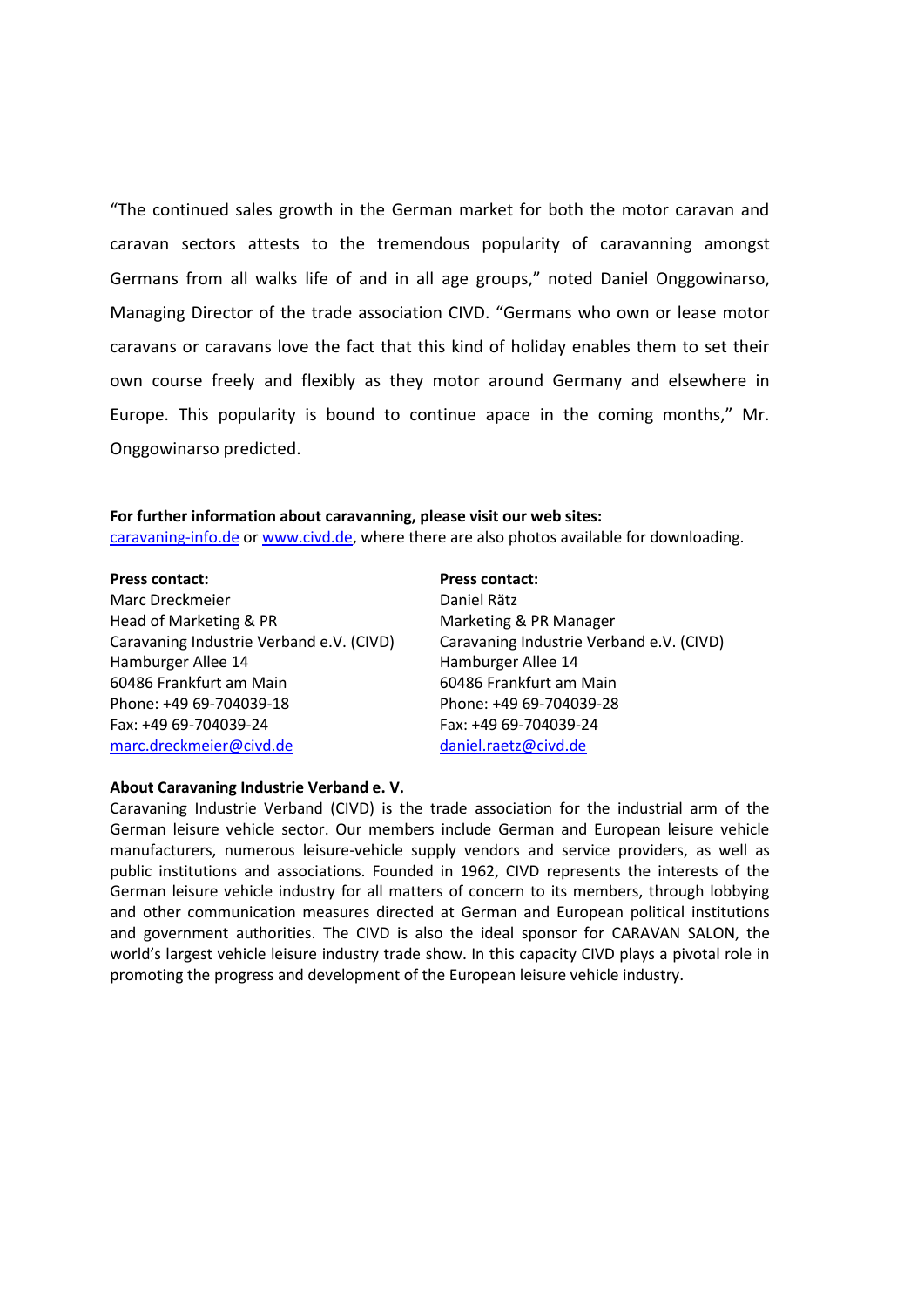"The continued sales growth in the German market for both the motor caravan and caravan sectors attests to the tremendous popularity of caravanning amongst Germans from all walks life of and in all age groups," noted Daniel Onggowinarso, Managing Director of the trade association CIVD. "Germans who own or lease motor caravans or caravans love the fact that this kind of holiday enables them to set their own course freely and flexibly as they motor around Germany and elsewhere in Europe. This popularity is bound to continue apace in the coming months," Mr. Onggowinarso predicted.

**For further information about caravanning, please visit our web sites:**
caravaning-info.de or www.civd.de, where there are also photos available for downloading.

**Press contact:**
Marc Dreckmeier
Head of Marketing & PR
Caravaning Industrie Verband e.V. (CIVD)
Hamburger Allee 14
60486 Frankfurt am Main
Phone: +49 69-704039-18
Fax: +49 69-704039-24
marc.dreckmeier@civd.de

**Press contact:**
Daniel Rätz
Marketing & PR Manager
Caravaning Industrie Verband e.V. (CIVD)
Hamburger Allee 14
60486 Frankfurt am Main
Phone: +49 69-704039-28
Fax: +49 69-704039-24
daniel.raetz@civd.de

**About Caravaning Industrie Verband e. V.**
Caravaning Industrie Verband (CIVD) is the trade association for the industrial arm of the German leisure vehicle sector. Our members include German and European leisure vehicle manufacturers, numerous leisure-vehicle supply vendors and service providers, as well as public institutions and associations. Founded in 1962, CIVD represents the interests of the German leisure vehicle industry for all matters of concern to its members, through lobbying and other communication measures directed at German and European political institutions and government authorities. The CIVD is also the ideal sponsor for CARAVAN SALON, the world's largest vehicle leisure industry trade show. In this capacity CIVD plays a pivotal role in promoting the progress and development of the European leisure vehicle industry.